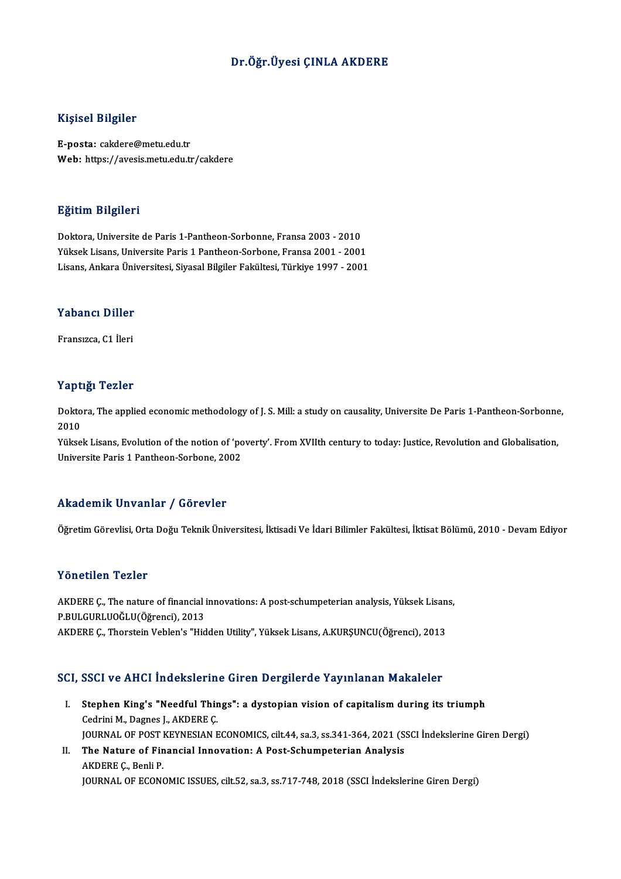# Dr.Öğr.Üyesi ÇINLA AKDERE

## Kişisel Bilgiler

**E-posta:** cakdere@metu.edu.tr
**Web:** https://avesis.metu.edu.tr/cakdere

## Eğitim Bilgileri

Doktora, Universite de Paris 1-Pantheon-Sorbonne, Fransa 2003 - 2010
Yüksek Lisans, Universite Paris 1 Pantheon-Sorbone, Fransa 2001 - 2001
Lisans, Ankara Üniversitesi, Siyasal Bilgiler Fakültesi, Türkiye 1997 - 2001

## Yabancı Diller

Fransızca, C1 İleri

## Yaptığı Tezler

Doktora, The applied economic methodology of J. S. Mill: a study on causality, Universite De Paris 1-Pantheon-Sorbonne, 2010
Yüksek Lisans, Evolution of the notion of 'poverty'. From XVIIth century to today: Justice, Revolution and Globalisation, Universite Paris 1 Pantheon-Sorbone, 2002

## Akademik Unvanlar / Görevler

Öğretim Görevlisi, Orta Doğu Teknik Üniversitesi, İktisadi Ve İdari Bilimler Fakültesi, İktisat Bölümü, 2010 - Devam Ediyor

## Yönetilen Tezler

AKDERE Ç., The nature of financial innovations: A post-schumpeterian analysis, Yüksek Lisans, P.BULGURLUOĞLU(Öğrenci), 2013
AKDERE Ç., Thorstein Veblen's "Hidden Utility", Yüksek Lisans, A.KURŞUNCU(Öğrenci), 2013

## SCI, SSCI ve AHCI İndekslerine Giren Dergilerde Yayınlanan Makaleler

I. **Stephen King's "Needful Things": a dystopian vision of capitalism during its triumph**
   Cedrini M., Dagnes J., AKDERE Ç.
   JOURNAL OF POST KEYNESIAN ECONOMICS, cilt.44, sa.3, ss.341-364, 2021 (SSCI İndekslerine Giren Dergi)
II. **The Nature of Financial Innovation: A Post-Schumpeterian Analysis**
   AKDERE Ç., Benli P.
   JOURNAL OF ECONOMIC ISSUES, cilt.52, sa.3, ss.717-748, 2018 (SSCI İndekslerine Giren Dergi)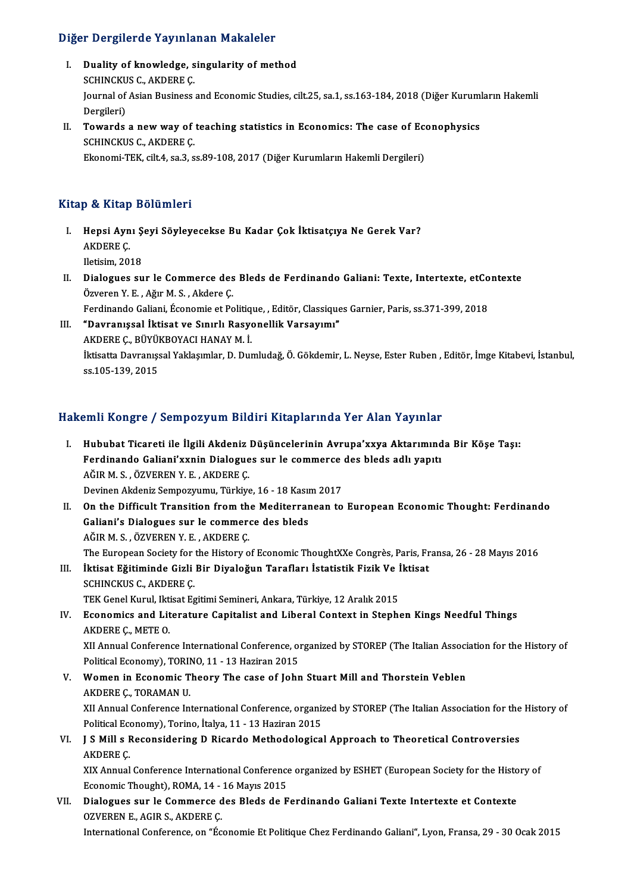## Diğer Dergilerde Yayınlanan Makaleler

I. **Duality of knowledge, singularity of method**
SCHINCKUS C., AKDERE Ç.
Journal of Asian Business and Economic Studies, cilt.25, sa.1, ss.163-184, 2018 (Diğer Kurumların Hakemli Dergileri)

II. **Towards a new way of teaching statistics in Economics: The case of Econophysics**
SCHINCKUS C., AKDERE Ç.
Ekonomi-TEK, cilt.4, sa.3, ss.89-108, 2017 (Diğer Kurumların Hakemli Dergileri)

## Kitap & Kitap Bölümleri

I. **Hepsi Aynı Şeyi Söyleyecekse Bu Kadar Çok İktisatçıya Ne Gerek Var?**
AKDERE Ç.
Iletisim, 2018

II. **Dialogues sur le Commerce des Bleds de Ferdinando Galiani: Texte, Intertexte, etContexte**
Özveren Y. E. , Ağır M. S. , Akdere Ç.
Ferdinando Galiani, Économie et Politique, , Editör, Classiques Garnier, Paris, ss.371-399, 2018

III. **"Davranışsal İktisat ve Sınırlı Rasyonellik Varsayımı"**
AKDERE Ç., BÜYÜKBOYACI HANAY M. İ.
İktisatta Davranışsal Yaklaşımlar, D. Dumludağ, Ö. Gökdemir, L. Neyse, Ester Ruben , Editör, İmge Kitabevi, İstanbul, ss.105-139, 2015

## Hakemli Kongre / Sempozyum Bildiri Kitaplarında Yer Alan Yayınlar

I. **Hububat Ticareti ile İlgili Akdeniz Düşüncelerinin Avrupa'xxya Aktarımında Bir Köşe Taşı: Ferdinando Galiani'xxnin Dialogues sur le commerce des bleds adlı yapıtı**
AĞIR M. S. , ÖZVEREN Y. E. , AKDERE Ç.
Devinen Akdeniz Sempozyumu, Türkiye, 16 - 18 Kasım 2017

II. **On the Difficult Transition from the Mediterranean to European Economic Thought: Ferdinando Galiani's Dialogues sur le commerce des bleds**
AĞIR M. S. , ÖZVEREN Y. E. , AKDERE Ç.
The European Society for the History of Economic ThoughtXXe Congrès, Paris, Fransa, 26 - 28 Mayıs 2016

III. **İktisat Eğitiminde Gizli Bir Diyaloğun Tarafları İstatistik Fizik Ve İktisat**
SCHINCKUS C., AKDERE Ç.
TEK Genel Kurul, Iktisat Egitimi Semineri, Ankara, Türkiye, 12 Aralık 2015

IV. **Economics and Literature Capitalist and Liberal Context in Stephen Kings Needful Things**
AKDERE Ç., METE O.
XII Annual Conference International Conference, organized by STOREP (The Italian Association for the History of Political Economy), TORINO, 11 - 13 Haziran 2015

V. **Women in Economic Theory The case of John Stuart Mill and Thorstein Veblen**
AKDERE Ç., TORAMAN U.
XII Annual Conference International Conference, organized by STOREP (The Italian Association for the History of Political Economy), Torino, İtalya, 11 - 13 Haziran 2015

VI. **J S Mill s Reconsidering D Ricardo Methodological Approach to Theoretical Controversies**
AKDERE Ç.
XIX Annual Conference International Conference organized by ESHET (European Society for the History of Economic Thought), ROMA, 14 - 16 Mayıs 2015

VII. **Dialogues sur le Commerce des Bleds de Ferdinando Galiani Texte Intertexte et Contexte**
OZVEREN E., AGIR S., AKDERE Ç.
International Conference, on "Économie Et Politique Chez Ferdinando Galiani", Lyon, Fransa, 29 - 30 Ocak 2015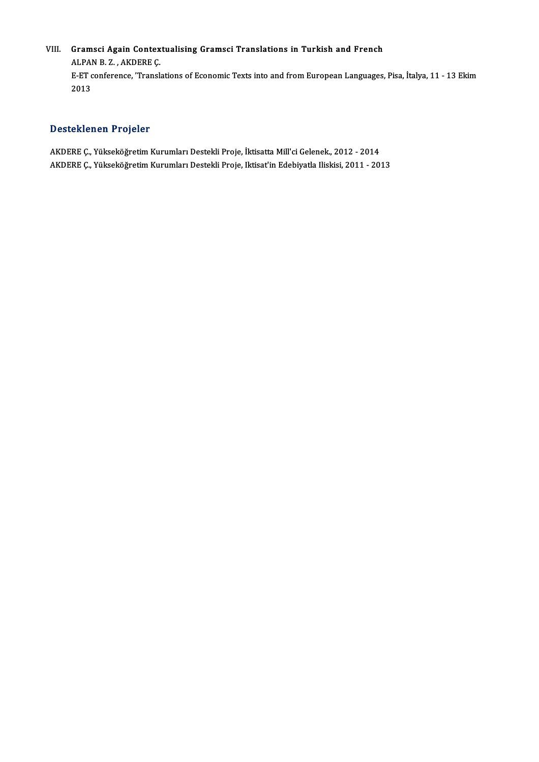VIII. **Gramsci Again Contextualising Gramsci Translations in Turkish and French**
ALPAN B. Z. , AKDERE Ç.
E-ET conference, 'Translations of Economic Texts into and from European Languages, Pisa, İtalya, 11 - 13 Ekim 2013

## Desteklenen Projeler

AKDERE Ç., Yükseköğretim Kurumları Destekli Proje, İktisatta Mill'ci Gelenek., 2012 - 2014
AKDERE Ç., Yükseköğretim Kurumları Destekli Proje, Iktisat'in Edebiyatla Iliskisi, 2011 - 2013